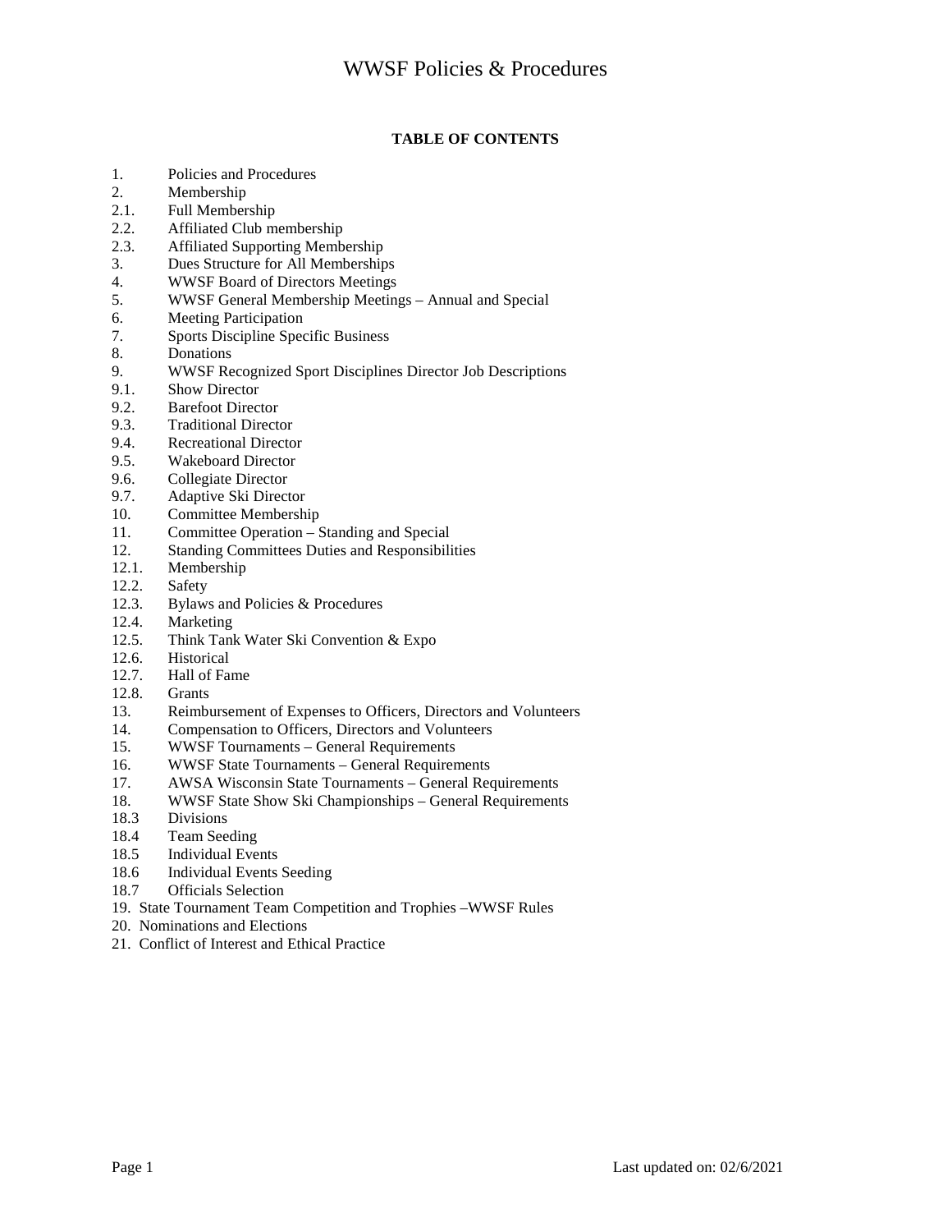**TABLE OF CONTENTS**

1. Policies and Procedures
2. Membership
2.1. Full Membership
2.2. Affiliated Club membership
2.3. Affiliated Supporting Membership
3. Dues Structure for All Memberships
4. WWSF Board of Directors Meetings
5. WWSF General Membership Meetings – Annual and Special
6. Meeting Participation
7. Sports Discipline Specific Business
8. Donations
9. WWSF Recognized Sport Disciplines Director Job Descriptions
9.1. Show Director
9.2. Barefoot Director
9.3. Traditional Director
9.4. Recreational Director
9.5. Wakeboard Director
9.6. Collegiate Director
9.7. Adaptive Ski Director
10. Committee Membership
11. Committee Operation – Standing and Special
12. Standing Committees Duties and Responsibilities
12.1. Membership
12.2. Safety
12.3. Bylaws and Policies & Procedures
12.4. Marketing
12.5. Think Tank Water Ski Convention & Expo
12.6. Historical
12.7. Hall of Fame
12.8. Grants
13. Reimbursement of Expenses to Officers, Directors and Volunteers
14. Compensation to Officers, Directors and Volunteers
15. WWSF Tournaments – General Requirements
16. WWSF State Tournaments – General Requirements
17. AWSA Wisconsin State Tournaments – General Requirements
18. WWSF State Show Ski Championships – General Requirements
18.3 Divisions
18.4 Team Seeding
18.5 Individual Events
18.6 Individual Events Seeding
18.7 Officials Selection
19. State Tournament Team Competition and Trophies –WWSF Rules
20. Nominations and Elections
21. Conflict of Interest and Ethical Practice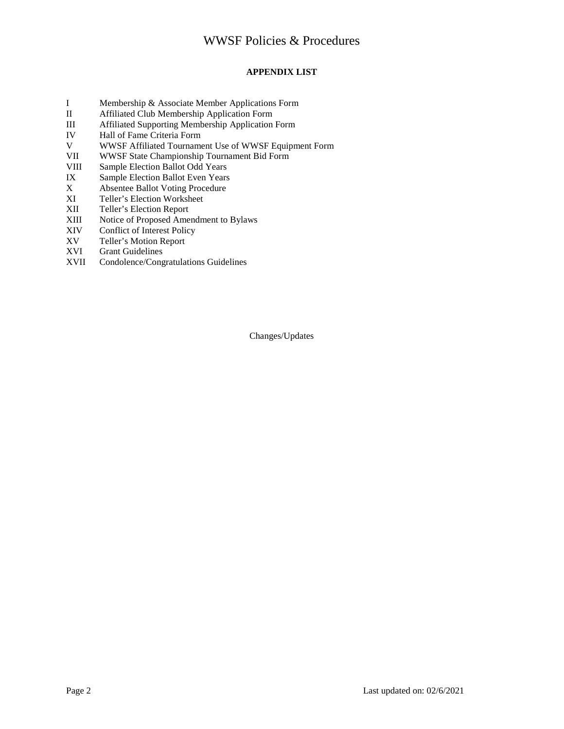## APPENDIX LIST

| | |
|---|---|
| I | Membership & Associate Member Applications Form |
| II | Affiliated Club Membership Application Form |
| III | Affiliated Supporting Membership Application Form |
| IV | Hall of Fame Criteria Form |
| V | WWSF Affiliated Tournament Use of WWSF Equipment Form |
| VII | WWSF State Championship Tournament Bid Form |
| VIII | Sample Election Ballot Odd Years |
| IX | Sample Election Ballot Even Years |
| X | Absentee Ballot Voting Procedure |
| XI | Teller's Election Worksheet |
| XII | Teller's Election Report |
| XIII | Notice of Proposed Amendment to Bylaws |
| XIV | Conflict of Interest Policy |
| XV | Teller's Motion Report |
| XVI | Grant Guidelines |
| XVII | Condolence/Congratulations Guidelines |

Changes/Updates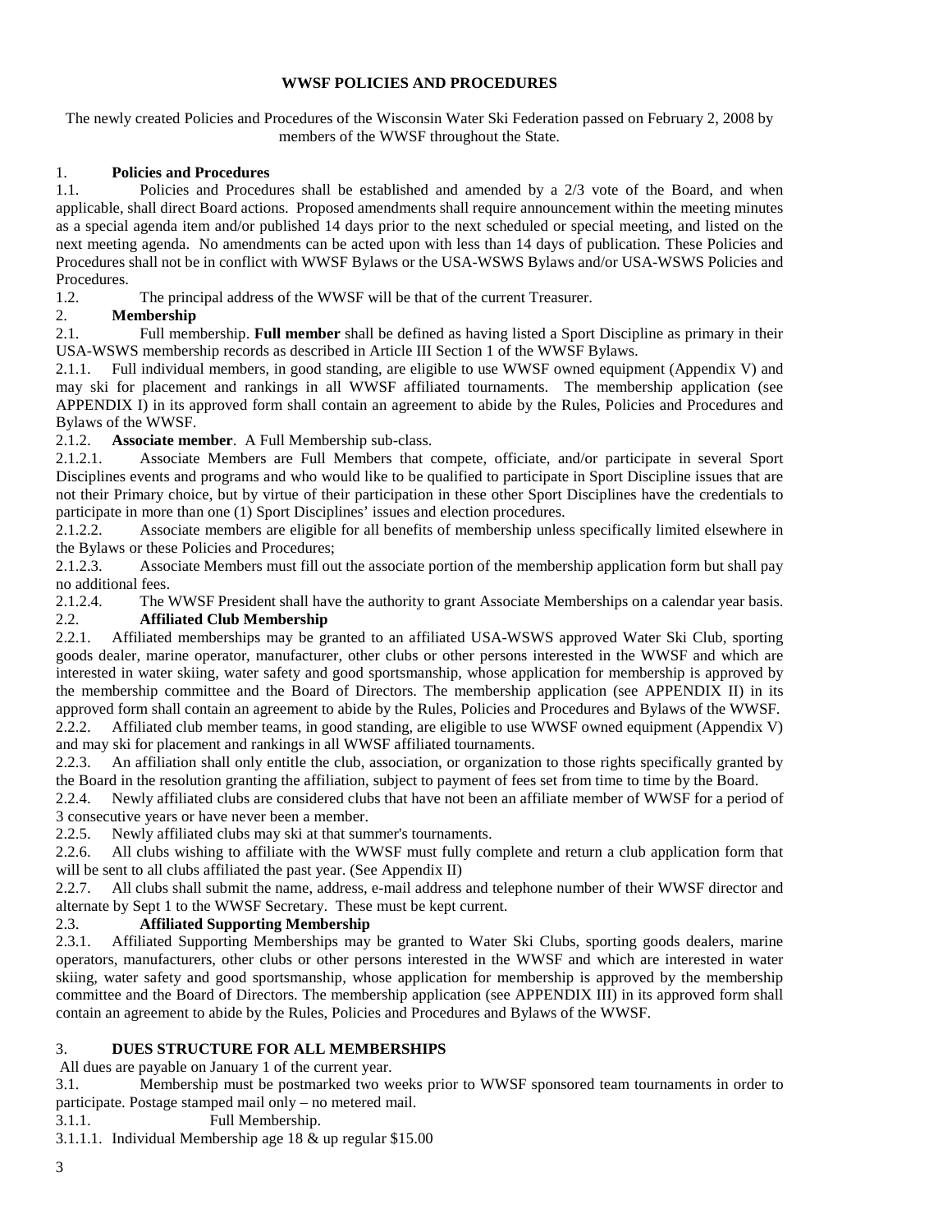**WWSF POLICIES AND PROCEDURES**

The newly created Policies and Procedures of the Wisconsin Water Ski Federation passed on February 2, 2008 by members of the WWSF throughout the State.

1. **Policies and Procedures**

1.1. Policies and Procedures shall be established and amended by a 2/3 vote of the Board, and when applicable, shall direct Board actions. Proposed amendments shall require announcement within the meeting minutes as a special agenda item and/or published 14 days prior to the next scheduled or special meeting, and listed on the next meeting agenda. No amendments can be acted upon with less than 14 days of publication. These Policies and Procedures shall not be in conflict with WWSF Bylaws or the USA-WSWS Bylaws and/or USA-WSWS Policies and Procedures.

1.2. The principal address of the WWSF will be that of the current Treasurer.

2. **Membership**

2.1. Full membership. **Full member** shall be defined as having listed a Sport Discipline as primary in their USA-WSWS membership records as described in Article III Section 1 of the WWSF Bylaws.

2.1.1. Full individual members, in good standing, are eligible to use WWSF owned equipment (Appendix V) and may ski for placement and rankings in all WWSF affiliated tournaments. The membership application (see APPENDIX I) in its approved form shall contain an agreement to abide by the Rules, Policies and Procedures and Bylaws of the WWSF.

2.1.2. **Associate member**. A Full Membership sub-class.

2.1.2.1. Associate Members are Full Members that compete, officiate, and/or participate in several Sport Disciplines events and programs and who would like to be qualified to participate in Sport Discipline issues that are not their Primary choice, but by virtue of their participation in these other Sport Disciplines have the credentials to participate in more than one (1) Sport Disciplines' issues and election procedures.

2.1.2.2. Associate members are eligible for all benefits of membership unless specifically limited elsewhere in the Bylaws or these Policies and Procedures;

2.1.2.3. Associate Members must fill out the associate portion of the membership application form but shall pay no additional fees.

2.1.2.4. The WWSF President shall have the authority to grant Associate Memberships on a calendar year basis.

2.2. **Affiliated Club Membership**

2.2.1. Affiliated memberships may be granted to an affiliated USA-WSWS approved Water Ski Club, sporting goods dealer, marine operator, manufacturer, other clubs or other persons interested in the WWSF and which are interested in water skiing, water safety and good sportsmanship, whose application for membership is approved by the membership committee and the Board of Directors. The membership application (see APPENDIX II) in its approved form shall contain an agreement to abide by the Rules, Policies and Procedures and Bylaws of the WWSF.

2.2.2. Affiliated club member teams, in good standing, are eligible to use WWSF owned equipment (Appendix V) and may ski for placement and rankings in all WWSF affiliated tournaments.

2.2.3. An affiliation shall only entitle the club, association, or organization to those rights specifically granted by the Board in the resolution granting the affiliation, subject to payment of fees set from time to time by the Board.

2.2.4. Newly affiliated clubs are considered clubs that have not been an affiliate member of WWSF for a period of 3 consecutive years or have never been a member.

2.2.5. Newly affiliated clubs may ski at that summer's tournaments.

2.2.6. All clubs wishing to affiliate with the WWSF must fully complete and return a club application form that will be sent to all clubs affiliated the past year. (See Appendix II)

2.2.7. All clubs shall submit the name, address, e-mail address and telephone number of their WWSF director and alternate by Sept 1 to the WWSF Secretary. These must be kept current.

2.3. **Affiliated Supporting Membership**

2.3.1. Affiliated Supporting Memberships may be granted to Water Ski Clubs, sporting goods dealers, marine operators, manufacturers, other clubs or other persons interested in the WWSF and which are interested in water skiing, water safety and good sportsmanship, whose application for membership is approved by the membership committee and the Board of Directors. The membership application (see APPENDIX III) in its approved form shall contain an agreement to abide by the Rules, Policies and Procedures and Bylaws of the WWSF.

3. **DUES STRUCTURE FOR ALL MEMBERSHIPS**

All dues are payable on January 1 of the current year.

3.1. Membership must be postmarked two weeks prior to WWSF sponsored team tournaments in order to participate. Postage stamped mail only – no metered mail.

3.1.1. Full Membership.

3.1.1.1. Individual Membership age 18 & up regular $15.00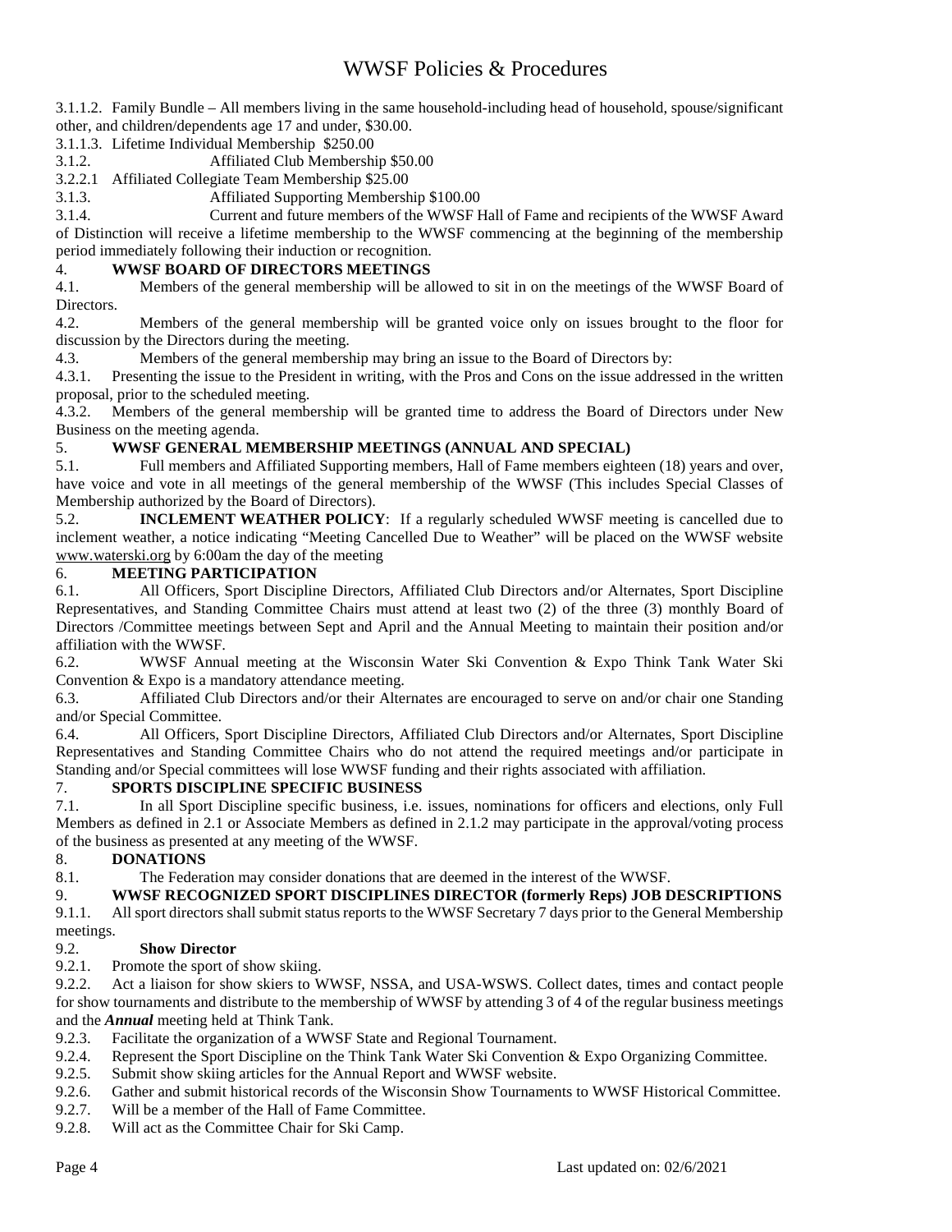3.1.1.2. Family Bundle – All members living in the same household-including head of household, spouse/significant other, and children/dependents age 17 and under, $30.00.

3.1.1.3. Lifetime Individual Membership $250.00

3.1.2. Affiliated Club Membership $50.00

3.2.2.1 Affiliated Collegiate Team Membership $25.00

3.1.3. Affiliated Supporting Membership $100.00

3.1.4. Current and future members of the WWSF Hall of Fame and recipients of the WWSF Award of Distinction will receive a lifetime membership to the WWSF commencing at the beginning of the membership period immediately following their induction or recognition.

## 4. WWSF BOARD OF DIRECTORS MEETINGS

4.1. Members of the general membership will be allowed to sit in on the meetings of the WWSF Board of Directors.

4.2. Members of the general membership will be granted voice only on issues brought to the floor for discussion by the Directors during the meeting.

4.3. Members of the general membership may bring an issue to the Board of Directors by:

4.3.1. Presenting the issue to the President in writing, with the Pros and Cons on the issue addressed in the written proposal, prior to the scheduled meeting.

4.3.2. Members of the general membership will be granted time to address the Board of Directors under New Business on the meeting agenda.

## 5. WWSF GENERAL MEMBERSHIP MEETINGS (ANNUAL AND SPECIAL)

5.1. Full members and Affiliated Supporting members, Hall of Fame members eighteen (18) years and over, have voice and vote in all meetings of the general membership of the WWSF (This includes Special Classes of Membership authorized by the Board of Directors).

5.2. **INCLEMENT WEATHER POLICY**: If a regularly scheduled WWSF meeting is cancelled due to inclement weather, a notice indicating "Meeting Cancelled Due to Weather" will be placed on the WWSF website www.waterski.org by 6:00am the day of the meeting

## 6. MEETING PARTICIPATION

6.1. All Officers, Sport Discipline Directors, Affiliated Club Directors and/or Alternates, Sport Discipline Representatives, and Standing Committee Chairs must attend at least two (2) of the three (3) monthly Board of Directors /Committee meetings between Sept and April and the Annual Meeting to maintain their position and/or affiliation with the WWSF.

6.2. WWSF Annual meeting at the Wisconsin Water Ski Convention & Expo Think Tank Water Ski Convention & Expo is a mandatory attendance meeting.

6.3. Affiliated Club Directors and/or their Alternates are encouraged to serve on and/or chair one Standing and/or Special Committee.

6.4. All Officers, Sport Discipline Directors, Affiliated Club Directors and/or Alternates, Sport Discipline Representatives and Standing Committee Chairs who do not attend the required meetings and/or participate in Standing and/or Special committees will lose WWSF funding and their rights associated with affiliation.

## 7. SPORTS DISCIPLINE SPECIFIC BUSINESS

7.1. In all Sport Discipline specific business, i.e. issues, nominations for officers and elections, only Full Members as defined in 2.1 or Associate Members as defined in 2.1.2 may participate in the approval/voting process of the business as presented at any meeting of the WWSF.

## 8. DONATIONS

8.1. The Federation may consider donations that are deemed in the interest of the WWSF.

## 9. WWSF RECOGNIZED SPORT DISCIPLINES DIRECTOR (formerly Reps) JOB DESCRIPTIONS

9.1.1. All sport directors shall submit status reports to the WWSF Secretary 7 days prior to the General Membership meetings.

### 9.2. Show Director

9.2.1. Promote the sport of show skiing.

9.2.2. Act a liaison for show skiers to WWSF, NSSA, and USA-WSWS. Collect dates, times and contact people for show tournaments and distribute to the membership of WWSF by attending 3 of 4 of the regular business meetings and the ***Annual*** meeting held at Think Tank.

9.2.3. Facilitate the organization of a WWSF State and Regional Tournament.

9.2.4. Represent the Sport Discipline on the Think Tank Water Ski Convention & Expo Organizing Committee.

9.2.5. Submit show skiing articles for the Annual Report and WWSF website.

9.2.6. Gather and submit historical records of the Wisconsin Show Tournaments to WWSF Historical Committee.

9.2.7. Will be a member of the Hall of Fame Committee.

9.2.8. Will act as the Committee Chair for Ski Camp.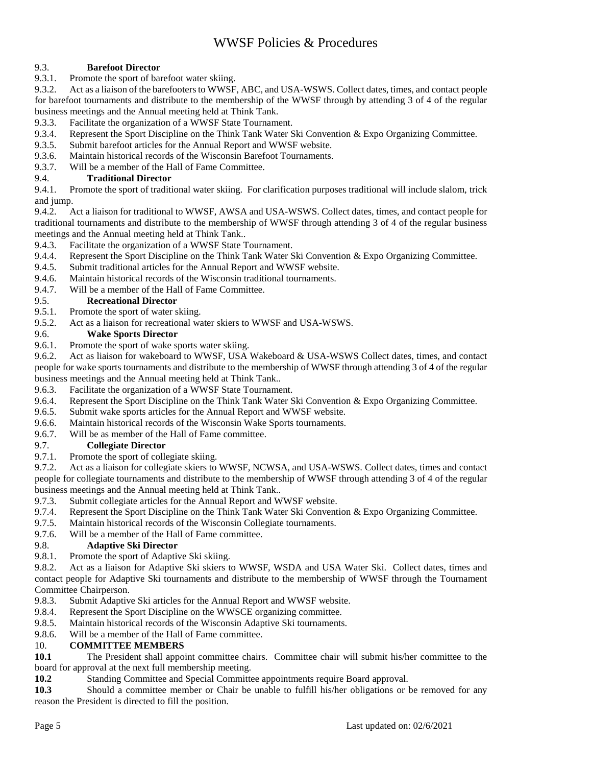### 9.3. **Barefoot Director**

9.3.1. Promote the sport of barefoot water skiing.

9.3.2. Act as a liaison of the barefooters to WWSF, ABC, and USA-WSWS. Collect dates, times, and contact people for barefoot tournaments and distribute to the membership of the WWSF through by attending 3 of 4 of the regular business meetings and the Annual meeting held at Think Tank.

9.3.3. Facilitate the organization of a WWSF State Tournament.

9.3.4. Represent the Sport Discipline on the Think Tank Water Ski Convention & Expo Organizing Committee.

9.3.5. Submit barefoot articles for the Annual Report and WWSF website.

9.3.6. Maintain historical records of the Wisconsin Barefoot Tournaments.

9.3.7. Will be a member of the Hall of Fame Committee.

### 9.4. **Traditional Director**

9.4.1. Promote the sport of traditional water skiing. For clarification purposes traditional will include slalom, trick and jump.

9.4.2. Act a liaison for traditional to WWSF, AWSA and USA-WSWS. Collect dates, times, and contact people for traditional tournaments and distribute to the membership of WWSF through attending 3 of 4 of the regular business meetings and the Annual meeting held at Think Tank..

9.4.3. Facilitate the organization of a WWSF State Tournament.

9.4.4. Represent the Sport Discipline on the Think Tank Water Ski Convention & Expo Organizing Committee.

9.4.5. Submit traditional articles for the Annual Report and WWSF website.

9.4.6. Maintain historical records of the Wisconsin traditional tournaments.

9.4.7. Will be a member of the Hall of Fame Committee.

### 9.5. **Recreational Director**

9.5.1. Promote the sport of water skiing.

9.5.2. Act as a liaison for recreational water skiers to WWSF and USA-WSWS.

### 9.6. **Wake Sports Director**

9.6.1. Promote the sport of wake sports water skiing.

9.6.2. Act as liaison for wakeboard to WWSF, USA Wakeboard & USA-WSWS Collect dates, times, and contact people for wake sports tournaments and distribute to the membership of WWSF through attending 3 of 4 of the regular business meetings and the Annual meeting held at Think Tank..

9.6.3. Facilitate the organization of a WWSF State Tournament.

9.6.4. Represent the Sport Discipline on the Think Tank Water Ski Convention & Expo Organizing Committee.

9.6.5. Submit wake sports articles for the Annual Report and WWSF website.

9.6.6. Maintain historical records of the Wisconsin Wake Sports tournaments.

9.6.7. Will be as member of the Hall of Fame committee.

### 9.7. **Collegiate Director**

9.7.1. Promote the sport of collegiate skiing.

9.7.2. Act as a liaison for collegiate skiers to WWSF, NCWSA, and USA-WSWS. Collect dates, times and contact people for collegiate tournaments and distribute to the membership of WWSF through attending 3 of 4 of the regular business meetings and the Annual meeting held at Think Tank..

9.7.3. Submit collegiate articles for the Annual Report and WWSF website.

9.7.4. Represent the Sport Discipline on the Think Tank Water Ski Convention & Expo Organizing Committee.

9.7.5. Maintain historical records of the Wisconsin Collegiate tournaments.

9.7.6. Will be a member of the Hall of Fame committee.

### 9.8. **Adaptive Ski Director**

9.8.1. Promote the sport of Adaptive Ski skiing.

9.8.2. Act as a liaison for Adaptive Ski skiers to WWSF, WSDA and USA Water Ski. Collect dates, times and contact people for Adaptive Ski tournaments and distribute to the membership of WWSF through the Tournament Committee Chairperson.

9.8.3. Submit Adaptive Ski articles for the Annual Report and WWSF website.

9.8.4. Represent the Sport Discipline on the WWSCE organizing committee.

9.8.5. Maintain historical records of the Wisconsin Adaptive Ski tournaments.

9.8.6. Will be a member of the Hall of Fame committee.

## 10. **COMMITTEE MEMBERS**

**10.1** The President shall appoint committee chairs. Committee chair will submit his/her committee to the board for approval at the next full membership meeting.

**10.2** Standing Committee and Special Committee appointments require Board approval.

**10.3** Should a committee member or Chair be unable to fulfill his/her obligations or be removed for any reason the President is directed to fill the position.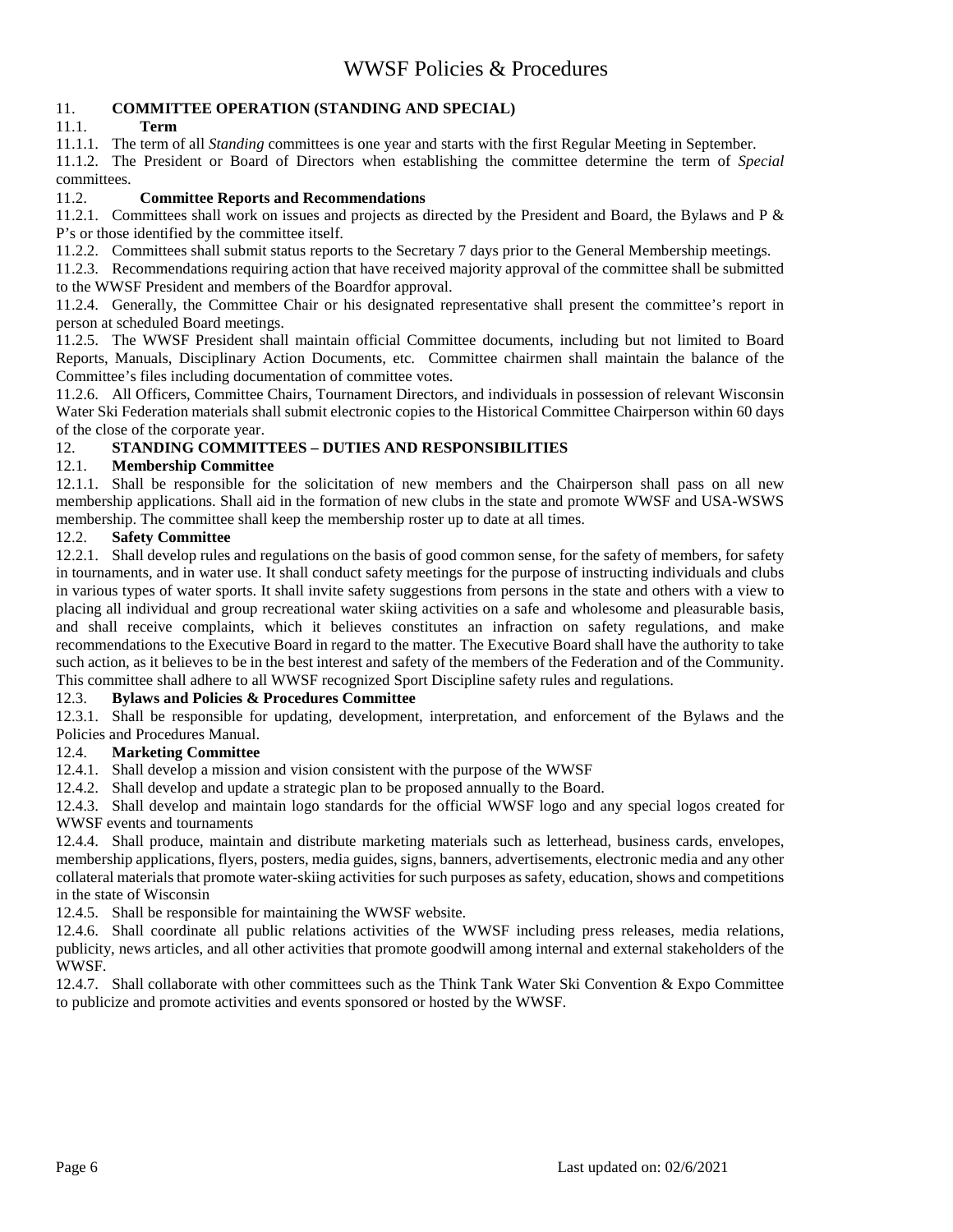## 11. COMMITTEE OPERATION (STANDING AND SPECIAL)

### 11.1. Term

11.1.1. The term of all *Standing* committees is one year and starts with the first Regular Meeting in September.

11.1.2. The President or Board of Directors when establishing the committee determine the term of *Special* committees.

### 11.2. Committee Reports and Recommendations

11.2.1. Committees shall work on issues and projects as directed by the President and Board, the Bylaws and P & P's or those identified by the committee itself.

11.2.2. Committees shall submit status reports to the Secretary 7 days prior to the General Membership meetings.

11.2.3. Recommendations requiring action that have received majority approval of the committee shall be submitted to the WWSF President and members of the Boardfor approval.

11.2.4. Generally, the Committee Chair or his designated representative shall present the committee's report in person at scheduled Board meetings.

11.2.5. The WWSF President shall maintain official Committee documents, including but not limited to Board Reports, Manuals, Disciplinary Action Documents, etc. Committee chairmen shall maintain the balance of the Committee's files including documentation of committee votes.

11.2.6. All Officers, Committee Chairs, Tournament Directors, and individuals in possession of relevant Wisconsin Water Ski Federation materials shall submit electronic copies to the Historical Committee Chairperson within 60 days of the close of the corporate year.

## 12. STANDING COMMITTEES – DUTIES AND RESPONSIBILITIES

### 12.1. Membership Committee

12.1.1. Shall be responsible for the solicitation of new members and the Chairperson shall pass on all new membership applications. Shall aid in the formation of new clubs in the state and promote WWSF and USA-WSWS membership. The committee shall keep the membership roster up to date at all times.

### 12.2. Safety Committee

12.2.1. Shall develop rules and regulations on the basis of good common sense, for the safety of members, for safety in tournaments, and in water use. It shall conduct safety meetings for the purpose of instructing individuals and clubs in various types of water sports. It shall invite safety suggestions from persons in the state and others with a view to placing all individual and group recreational water skiing activities on a safe and wholesome and pleasurable basis, and shall receive complaints, which it believes constitutes an infraction on safety regulations, and make recommendations to the Executive Board in regard to the matter. The Executive Board shall have the authority to take such action, as it believes to be in the best interest and safety of the members of the Federation and of the Community. This committee shall adhere to all WWSF recognized Sport Discipline safety rules and regulations.

### 12.3. Bylaws and Policies & Procedures Committee

12.3.1. Shall be responsible for updating, development, interpretation, and enforcement of the Bylaws and the Policies and Procedures Manual.

### 12.4. Marketing Committee

12.4.1. Shall develop a mission and vision consistent with the purpose of the WWSF

12.4.2. Shall develop and update a strategic plan to be proposed annually to the Board.

12.4.3. Shall develop and maintain logo standards for the official WWSF logo and any special logos created for WWSF events and tournaments

12.4.4. Shall produce, maintain and distribute marketing materials such as letterhead, business cards, envelopes, membership applications, flyers, posters, media guides, signs, banners, advertisements, electronic media and any other collateral materials that promote water-skiing activities for such purposes as safety, education, shows and competitions in the state of Wisconsin

12.4.5. Shall be responsible for maintaining the WWSF website.

12.4.6. Shall coordinate all public relations activities of the WWSF including press releases, media relations, publicity, news articles, and all other activities that promote goodwill among internal and external stakeholders of the WWSF.

12.4.7. Shall collaborate with other committees such as the Think Tank Water Ski Convention & Expo Committee to publicize and promote activities and events sponsored or hosted by the WWSF.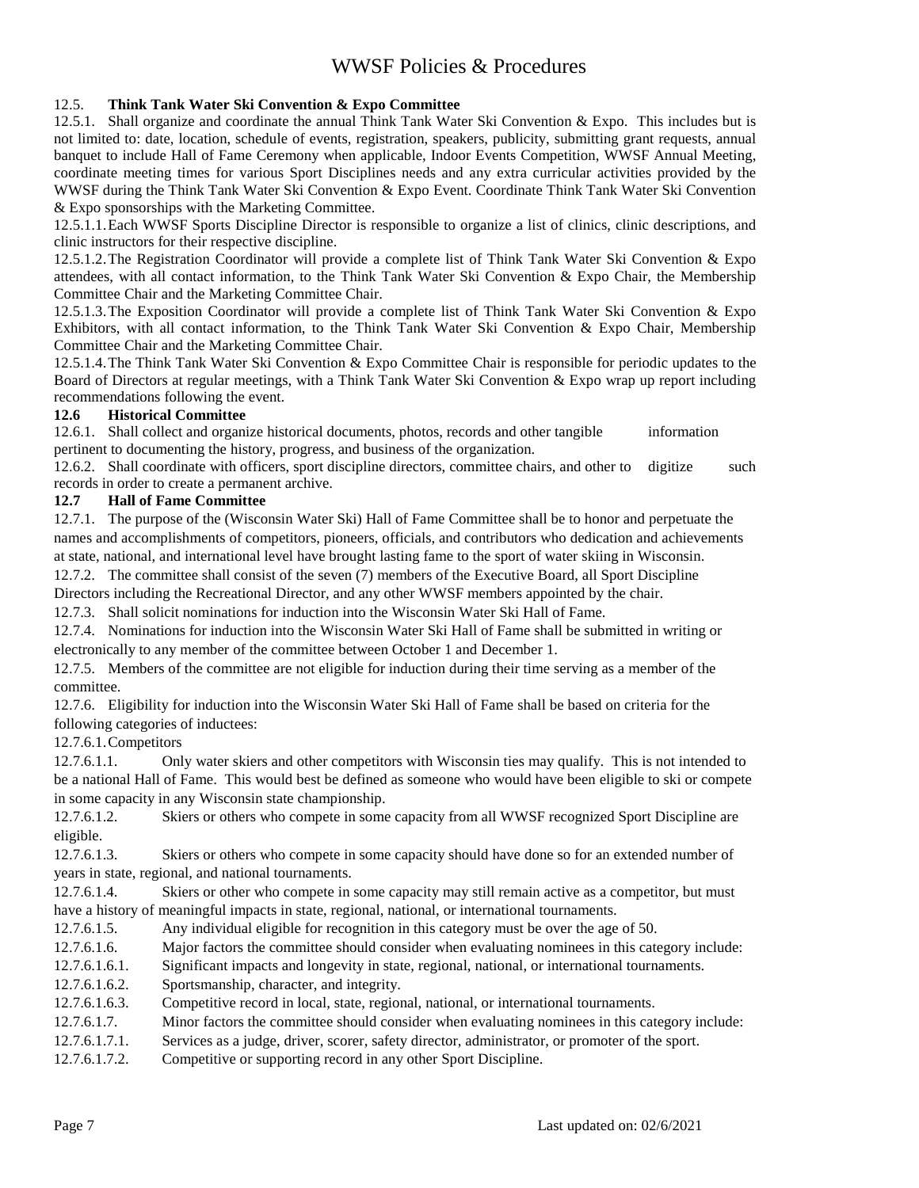12.5. **Think Tank Water Ski Convention & Expo Committee**

12.5.1. Shall organize and coordinate the annual Think Tank Water Ski Convention & Expo. This includes but is not limited to: date, location, schedule of events, registration, speakers, publicity, submitting grant requests, annual banquet to include Hall of Fame Ceremony when applicable, Indoor Events Competition, WWSF Annual Meeting, coordinate meeting times for various Sport Disciplines needs and any extra curricular activities provided by the WWSF during the Think Tank Water Ski Convention & Expo Event. Coordinate Think Tank Water Ski Convention & Expo sponsorships with the Marketing Committee.

12.5.1.1. Each WWSF Sports Discipline Director is responsible to organize a list of clinics, clinic descriptions, and clinic instructors for their respective discipline.

12.5.1.2. The Registration Coordinator will provide a complete list of Think Tank Water Ski Convention & Expo attendees, with all contact information, to the Think Tank Water Ski Convention & Expo Chair, the Membership Committee Chair and the Marketing Committee Chair.

12.5.1.3. The Exposition Coordinator will provide a complete list of Think Tank Water Ski Convention & Expo Exhibitors, with all contact information, to the Think Tank Water Ski Convention & Expo Chair, Membership Committee Chair and the Marketing Committee Chair.

12.5.1.4. The Think Tank Water Ski Convention & Expo Committee Chair is responsible for periodic updates to the Board of Directors at regular meetings, with a Think Tank Water Ski Convention & Expo wrap up report including recommendations following the event.

**12.6 Historical Committee**

12.6.1. Shall collect and organize historical documents, photos, records and other tangible information pertinent to documenting the history, progress, and business of the organization.

12.6.2. Shall coordinate with officers, sport discipline directors, committee chairs, and other to digitize such records in order to create a permanent archive.

**12.7 Hall of Fame Committee**

12.7.1. The purpose of the (Wisconsin Water Ski) Hall of Fame Committee shall be to honor and perpetuate the names and accomplishments of competitors, pioneers, officials, and contributors who dedication and achievements at state, national, and international level have brought lasting fame to the sport of water skiing in Wisconsin.

12.7.2. The committee shall consist of the seven (7) members of the Executive Board, all Sport Discipline Directors including the Recreational Director, and any other WWSF members appointed by the chair.

12.7.3. Shall solicit nominations for induction into the Wisconsin Water Ski Hall of Fame.

12.7.4. Nominations for induction into the Wisconsin Water Ski Hall of Fame shall be submitted in writing or electronically to any member of the committee between October 1 and December 1.

12.7.5. Members of the committee are not eligible for induction during their time serving as a member of the committee.

12.7.6. Eligibility for induction into the Wisconsin Water Ski Hall of Fame shall be based on criteria for the following categories of inductees:

12.7.6.1. Competitors

12.7.6.1.1. Only water skiers and other competitors with Wisconsin ties may qualify. This is not intended to be a national Hall of Fame. This would best be defined as someone who would have been eligible to ski or compete in some capacity in any Wisconsin state championship.

12.7.6.1.2. Skiers or others who compete in some capacity from all WWSF recognized Sport Discipline are eligible.

12.7.6.1.3. Skiers or others who compete in some capacity should have done so for an extended number of years in state, regional, and national tournaments.

12.7.6.1.4. Skiers or other who compete in some capacity may still remain active as a competitor, but must have a history of meaningful impacts in state, regional, national, or international tournaments.

12.7.6.1.5. Any individual eligible for recognition in this category must be over the age of 50.

12.7.6.1.6. Major factors the committee should consider when evaluating nominees in this category include:

12.7.6.1.6.1. Significant impacts and longevity in state, regional, national, or international tournaments.

12.7.6.1.6.2. Sportsmanship, character, and integrity.

12.7.6.1.6.3. Competitive record in local, state, regional, national, or international tournaments.

12.7.6.1.7. Minor factors the committee should consider when evaluating nominees in this category include:

12.7.6.1.7.1. Services as a judge, driver, scorer, safety director, administrator, or promoter of the sport.

12.7.6.1.7.2. Competitive or supporting record in any other Sport Discipline.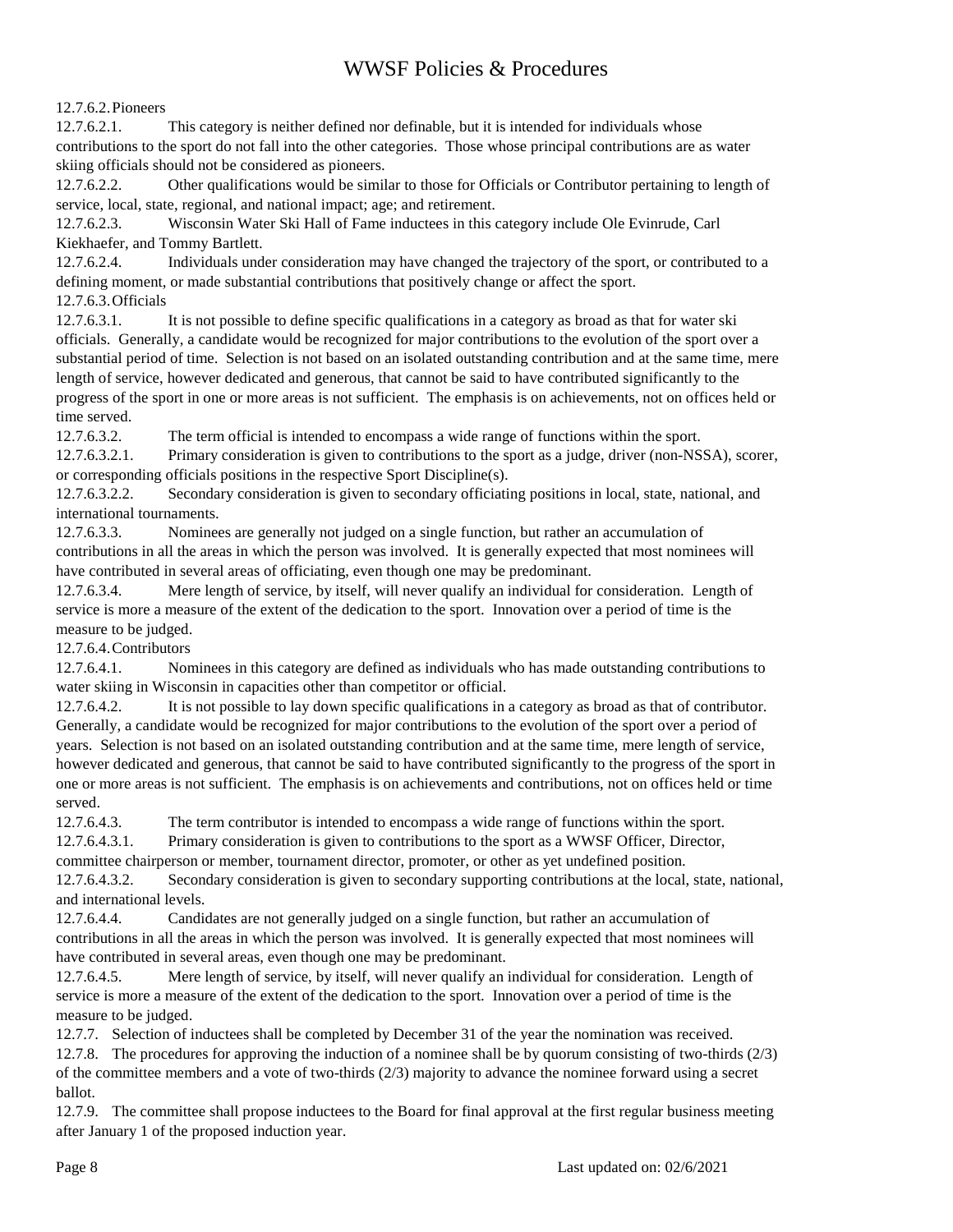12.7.6.2. Pioneers

12.7.6.2.1. This category is neither defined nor definable, but it is intended for individuals whose contributions to the sport do not fall into the other categories. Those whose principal contributions are as water skiing officials should not be considered as pioneers.

12.7.6.2.2. Other qualifications would be similar to those for Officials or Contributor pertaining to length of service, local, state, regional, and national impact; age; and retirement.

12.7.6.2.3. Wisconsin Water Ski Hall of Fame inductees in this category include Ole Evinrude, Carl Kiekhaefer, and Tommy Bartlett.

12.7.6.2.4. Individuals under consideration may have changed the trajectory of the sport, or contributed to a defining moment, or made substantial contributions that positively change or affect the sport.

12.7.6.3. Officials

12.7.6.3.1. It is not possible to define specific qualifications in a category as broad as that for water ski officials. Generally, a candidate would be recognized for major contributions to the evolution of the sport over a substantial period of time. Selection is not based on an isolated outstanding contribution and at the same time, mere length of service, however dedicated and generous, that cannot be said to have contributed significantly to the progress of the sport in one or more areas is not sufficient. The emphasis is on achievements, not on offices held or time served.

12.7.6.3.2. The term official is intended to encompass a wide range of functions within the sport.

12.7.6.3.2.1. Primary consideration is given to contributions to the sport as a judge, driver (non-NSSA), scorer, or corresponding officials positions in the respective Sport Discipline(s).

12.7.6.3.2.2. Secondary consideration is given to secondary officiating positions in local, state, national, and international tournaments.

12.7.6.3.3. Nominees are generally not judged on a single function, but rather an accumulation of contributions in all the areas in which the person was involved. It is generally expected that most nominees will have contributed in several areas of officiating, even though one may be predominant.

12.7.6.3.4. Mere length of service, by itself, will never qualify an individual for consideration. Length of service is more a measure of the extent of the dedication to the sport. Innovation over a period of time is the measure to be judged.

12.7.6.4. Contributors

12.7.6.4.1. Nominees in this category are defined as individuals who has made outstanding contributions to water skiing in Wisconsin in capacities other than competitor or official.

12.7.6.4.2. It is not possible to lay down specific qualifications in a category as broad as that of contributor. Generally, a candidate would be recognized for major contributions to the evolution of the sport over a period of years. Selection is not based on an isolated outstanding contribution and at the same time, mere length of service, however dedicated and generous, that cannot be said to have contributed significantly to the progress of the sport in one or more areas is not sufficient. The emphasis is on achievements and contributions, not on offices held or time served.

12.7.6.4.3. The term contributor is intended to encompass a wide range of functions within the sport.

12.7.6.4.3.1. Primary consideration is given to contributions to the sport as a WWSF Officer, Director, committee chairperson or member, tournament director, promoter, or other as yet undefined position.

12.7.6.4.3.2. Secondary consideration is given to secondary supporting contributions at the local, state, national, and international levels.

12.7.6.4.4. Candidates are not generally judged on a single function, but rather an accumulation of contributions in all the areas in which the person was involved. It is generally expected that most nominees will have contributed in several areas, even though one may be predominant.

12.7.6.4.5. Mere length of service, by itself, will never qualify an individual for consideration. Length of service is more a measure of the extent of the dedication to the sport. Innovation over a period of time is the measure to be judged.

12.7.7. Selection of inductees shall be completed by December 31 of the year the nomination was received.

12.7.8. The procedures for approving the induction of a nominee shall be by quorum consisting of two-thirds (2/3) of the committee members and a vote of two-thirds (2/3) majority to advance the nominee forward using a secret ballot.

12.7.9. The committee shall propose inductees to the Board for final approval at the first regular business meeting after January 1 of the proposed induction year.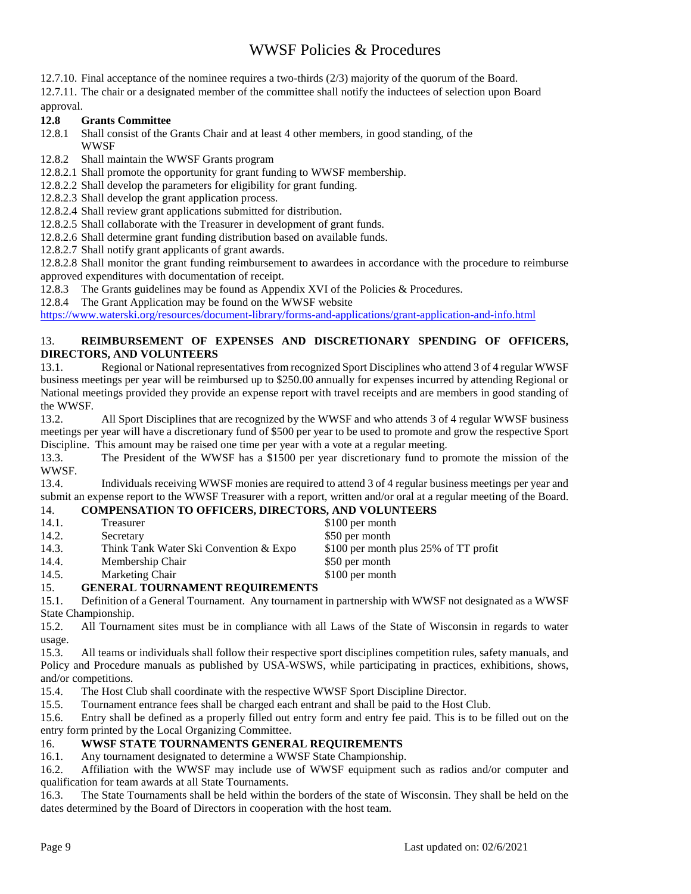12.7.10. Final acceptance of the nominee requires a two-thirds (2/3) majority of the quorum of the Board.

12.7.11. The chair or a designated member of the committee shall notify the inductees of selection upon Board approval.

**12.8 Grants Committee**

12.8.1 Shall consist of the Grants Chair and at least 4 other members, in good standing, of the WWSF

12.8.2 Shall maintain the WWSF Grants program

12.8.2.1 Shall promote the opportunity for grant funding to WWSF membership.

12.8.2.2 Shall develop the parameters for eligibility for grant funding.

12.8.2.3 Shall develop the grant application process.

12.8.2.4 Shall review grant applications submitted for distribution.

12.8.2.5 Shall collaborate with the Treasurer in development of grant funds.

12.8.2.6 Shall determine grant funding distribution based on available funds.

12.8.2.7 Shall notify grant applicants of grant awards.

12.8.2.8 Shall monitor the grant funding reimbursement to awardees in accordance with the procedure to reimburse approved expenditures with documentation of receipt.

12.8.3 The Grants guidelines may be found as Appendix XVI of the Policies & Procedures.

12.8.4 The Grant Application may be found on the WWSF website https://www.waterski.org/resources/document-library/forms-and-applications/grant-application-and-info.html

## 13. REIMBURSEMENT OF EXPENSES AND DISCRETIONARY SPENDING OF OFFICERS, DIRECTORS, AND VOLUNTEERS

13.1. Regional or National representatives from recognized Sport Disciplines who attend 3 of 4 regular WWSF business meetings per year will be reimbursed up to $250.00 annually for expenses incurred by attending Regional or National meetings provided they provide an expense report with travel receipts and are members in good standing of the WWSF.

13.2. All Sport Disciplines that are recognized by the WWSF and who attends 3 of 4 regular WWSF business meetings per year will have a discretionary fund of $500 per year to be used to promote and grow the respective Sport Discipline. This amount may be raised one time per year with a vote at a regular meeting.

13.3. The President of the WWSF has a $1500 per year discretionary fund to promote the mission of the WWSF.

13.4. Individuals receiving WWSF monies are required to attend 3 of 4 regular business meetings per year and submit an expense report to the WWSF Treasurer with a report, written and/or oral at a regular meeting of the Board.

## 14. COMPENSATION TO OFFICERS, DIRECTORS, AND VOLUNTEERS

| | | |
|---|---|---|
| 14.1. | Treasurer | $100 per month |
| 14.2. | Secretary | $50 per month |
| 14.3. | Think Tank Water Ski Convention & Expo | $100 per month plus 25% of TT profit |
| 14.4. | Membership Chair | $50 per month |
| 14.5. | Marketing Chair | $100 per month |

## 15. GENERAL TOURNAMENT REQUIREMENTS

15.1. Definition of a General Tournament. Any tournament in partnership with WWSF not designated as a WWSF State Championship.

15.2. All Tournament sites must be in compliance with all Laws of the State of Wisconsin in regards to water usage.

15.3. All teams or individuals shall follow their respective sport disciplines competition rules, safety manuals, and Policy and Procedure manuals as published by USA-WSWS, while participating in practices, exhibitions, shows, and/or competitions.

15.4. The Host Club shall coordinate with the respective WWSF Sport Discipline Director.

15.5. Tournament entrance fees shall be charged each entrant and shall be paid to the Host Club.

15.6. Entry shall be defined as a properly filled out entry form and entry fee paid. This is to be filled out on the entry form printed by the Local Organizing Committee.

## 16. WWSF STATE TOURNAMENTS GENERAL REQUIREMENTS

16.1. Any tournament designated to determine a WWSF State Championship.

16.2. Affiliation with the WWSF may include use of WWSF equipment such as radios and/or computer and qualification for team awards at all State Tournaments.

16.3. The State Tournaments shall be held within the borders of the state of Wisconsin. They shall be held on the dates determined by the Board of Directors in cooperation with the host team.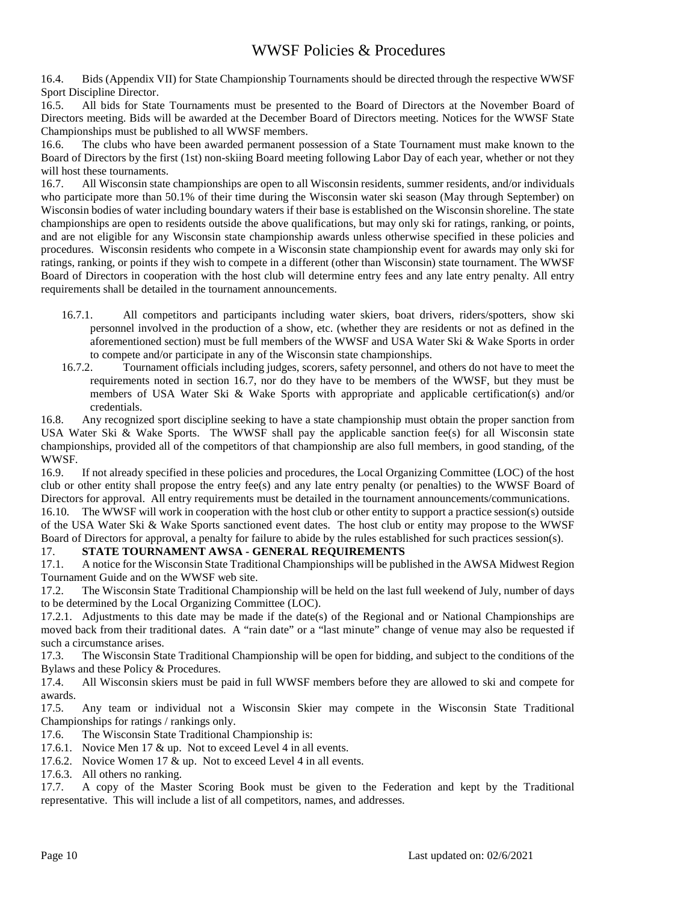16.4. Bids (Appendix VII) for State Championship Tournaments should be directed through the respective WWSF Sport Discipline Director.

16.5. All bids for State Tournaments must be presented to the Board of Directors at the November Board of Directors meeting. Bids will be awarded at the December Board of Directors meeting. Notices for the WWSF State Championships must be published to all WWSF members.

16.6. The clubs who have been awarded permanent possession of a State Tournament must make known to the Board of Directors by the first (1st) non-skiing Board meeting following Labor Day of each year, whether or not they will host these tournaments.

16.7. All Wisconsin state championships are open to all Wisconsin residents, summer residents, and/or individuals who participate more than 50.1% of their time during the Wisconsin water ski season (May through September) on Wisconsin bodies of water including boundary waters if their base is established on the Wisconsin shoreline. The state championships are open to residents outside the above qualifications, but may only ski for ratings, ranking, or points, and are not eligible for any Wisconsin state championship awards unless otherwise specified in these policies and procedures. Wisconsin residents who compete in a Wisconsin state championship event for awards may only ski for ratings, ranking, or points if they wish to compete in a different (other than Wisconsin) state tournament. The WWSF Board of Directors in cooperation with the host club will determine entry fees and any late entry penalty. All entry requirements shall be detailed in the tournament announcements.

- 16.7.1. All competitors and participants including water skiers, boat drivers, riders/spotters, show ski personnel involved in the production of a show, etc. (whether they are residents or not as defined in the aforementioned section) must be full members of the WWSF and USA Water Ski & Wake Sports in order to compete and/or participate in any of the Wisconsin state championships.
- 16.7.2. Tournament officials including judges, scorers, safety personnel, and others do not have to meet the requirements noted in section 16.7, nor do they have to be members of the WWSF, but they must be members of USA Water Ski & Wake Sports with appropriate and applicable certification(s) and/or credentials.

16.8. Any recognized sport discipline seeking to have a state championship must obtain the proper sanction from USA Water Ski & Wake Sports. The WWSF shall pay the applicable sanction fee(s) for all Wisconsin state championships, provided all of the competitors of that championship are also full members, in good standing, of the WWSF.

16.9. If not already specified in these policies and procedures, the Local Organizing Committee (LOC) of the host club or other entity shall propose the entry fee(s) and any late entry penalty (or penalties) to the WWSF Board of Directors for approval. All entry requirements must be detailed in the tournament announcements/communications.

16.10. The WWSF will work in cooperation with the host club or other entity to support a practice session(s) outside of the USA Water Ski & Wake Sports sanctioned event dates. The host club or entity may propose to the WWSF Board of Directors for approval, a penalty for failure to abide by the rules established for such practices session(s).

## 17. STATE TOURNAMENT AWSA - GENERAL REQUIREMENTS

17.1. A notice for the Wisconsin State Traditional Championships will be published in the AWSA Midwest Region Tournament Guide and on the WWSF web site.

17.2. The Wisconsin State Traditional Championship will be held on the last full weekend of July, number of days to be determined by the Local Organizing Committee (LOC).

17.2.1. Adjustments to this date may be made if the date(s) of the Regional and or National Championships are moved back from their traditional dates. A "rain date" or a "last minute" change of venue may also be requested if such a circumstance arises.

17.3. The Wisconsin State Traditional Championship will be open for bidding, and subject to the conditions of the Bylaws and these Policy & Procedures.

17.4. All Wisconsin skiers must be paid in full WWSF members before they are allowed to ski and compete for awards.

17.5. Any team or individual not a Wisconsin Skier may compete in the Wisconsin State Traditional Championships for ratings / rankings only.

17.6. The Wisconsin State Traditional Championship is:

17.6.1. Novice Men 17 & up. Not to exceed Level 4 in all events.

17.6.2. Novice Women 17 & up. Not to exceed Level 4 in all events.

17.6.3. All others no ranking.

17.7. A copy of the Master Scoring Book must be given to the Federation and kept by the Traditional representative. This will include a list of all competitors, names, and addresses.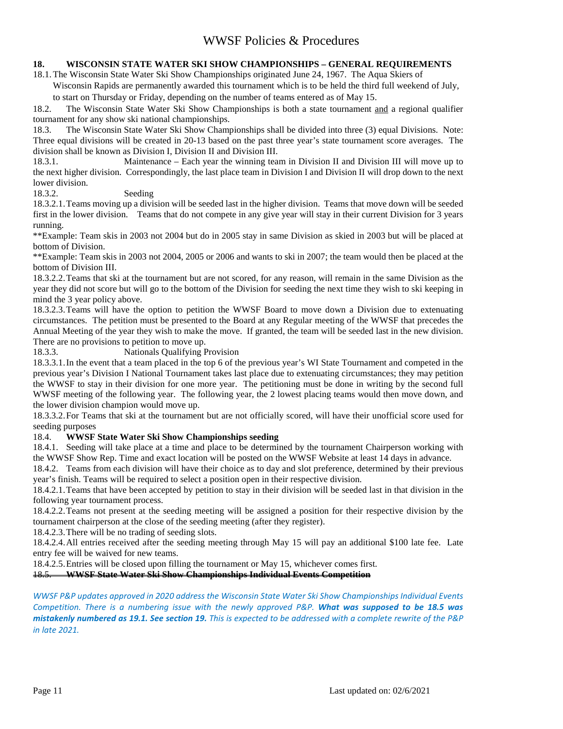## 18. WISCONSIN STATE WATER SKI SHOW CHAMPIONSHIPS – GENERAL REQUIREMENTS

18.1. The Wisconsin State Water Ski Show Championships originated June 24, 1967. The Aqua Skiers of Wisconsin Rapids are permanently awarded this tournament which is to be held the third full weekend of July, to start on Thursday or Friday, depending on the number of teams entered as of May 15.

18.2. The Wisconsin State Water Ski Show Championships is both a state tournament <u>and</u> a regional qualifier tournament for any show ski national championships.

18.3. The Wisconsin State Water Ski Show Championships shall be divided into three (3) equal Divisions. Note: Three equal divisions will be created in 20-13 based on the past three year's state tournament score averages. The division shall be known as Division I, Division II and Division III.

18.3.1. Maintenance – Each year the winning team in Division II and Division III will move up to the next higher division. Correspondingly, the last place team in Division I and Division II will drop down to the next lower division.

18.3.2. Seeding

18.3.2.1. Teams moving up a division will be seeded last in the higher division. Teams that move down will be seeded first in the lower division. Teams that do not compete in any give year will stay in their current Division for 3 years running.

**Example: Team skis in 2003 not 2004 but do in 2005 stay in same Division as skied in 2003 but will be placed at bottom of Division.

**Example: Team skis in 2003 not 2004, 2005 or 2006 and wants to ski in 2007; the team would then be placed at the bottom of Division III.

18.3.2.2. Teams that ski at the tournament but are not scored, for any reason, will remain in the same Division as the year they did not score but will go to the bottom of the Division for seeding the next time they wish to ski keeping in mind the 3 year policy above.

18.3.2.3. Teams will have the option to petition the WWSF Board to move down a Division due to extenuating circumstances. The petition must be presented to the Board at any Regular meeting of the WWSF that precedes the Annual Meeting of the year they wish to make the move. If granted, the team will be seeded last in the new division. There are no provisions to petition to move up.

18.3.3. Nationals Qualifying Provision

18.3.3.1. In the event that a team placed in the top 6 of the previous year's WI State Tournament and competed in the previous year's Division I National Tournament takes last place due to extenuating circumstances; they may petition the WWSF to stay in their division for one more year. The petitioning must be done in writing by the second full WWSF meeting of the following year. The following year, the 2 lowest placing teams would then move down, and the lower division champion would move up.

18.3.3.2. For Teams that ski at the tournament but are not officially scored, will have their unofficial score used for seeding purposes

### 18.4. WWSF State Water Ski Show Championships seeding

18.4.1. Seeding will take place at a time and place to be determined by the tournament Chairperson working with the WWSF Show Rep. Time and exact location will be posted on the WWSF Website at least 14 days in advance.

18.4.2. Teams from each division will have their choice as to day and slot preference, determined by their previous year's finish. Teams will be required to select a position open in their respective division.

18.4.2.1. Teams that have been accepted by petition to stay in their division will be seeded last in that division in the following year tournament process.

18.4.2.2. Teams not present at the seeding meeting will be assigned a position for their respective division by the tournament chairperson at the close of the seeding meeting (after they register).

18.4.2.3. There will be no trading of seeding slots.

18.4.2.4. All entries received after the seeding meeting through May 15 will pay an additional $100 late fee. Late entry fee will be waived for new teams.

18.4.2.5. Entries will be closed upon filling the tournament or May 15, whichever comes first.

~~18.5. **WWSF State Water Ski Show Championships Individual Events Competition**~~

*WWSF P&P updates approved in 2020 address the Wisconsin State Water Ski Show Championships Individual Events Competition. There is a numbering issue with the newly approved P&P.* ***What was supposed to be 18.5 was mistakenly numbered as 19.1. See section 19.*** *This is expected to be addressed with a complete rewrite of the P&P in late 2021.*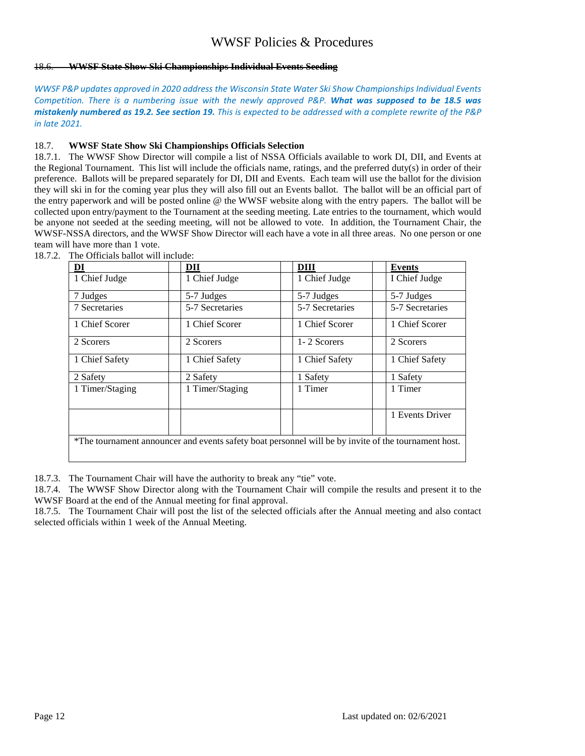~~18.6. **WWSF State Show Ski Championships Individual Events Seeding**~~

*WWSF P&P updates approved in 2020 address the Wisconsin State Water Ski Show Championships Individual Events Competition. There is a numbering issue with the newly approved P&P.* ***What was supposed to be 18.5 was mistakenly numbered as 19.2. See section 19.*** *This is expected to be addressed with a complete rewrite of the P&P in late 2021.*

18.7. **WWSF State Show Ski Championships Officials Selection**

18.7.1. The WWSF Show Director will compile a list of NSSA Officials available to work DI, DII, and Events at the Regional Tournament. This list will include the officials name, ratings, and the preferred duty(s) in order of their preference. Ballots will be prepared separately for DI, DII and Events. Each team will use the ballot for the division they will ski in for the coming year plus they will also fill out an Events ballot. The ballot will be an official part of the entry paperwork and will be posted online @ the WWSF website along with the entry papers. The ballot will be collected upon entry/payment to the Tournament at the seeding meeting. Late entries to the tournament, which would be anyone not seeded at the seeding meeting, will not be allowed to vote. In addition, the Tournament Chair, the WWSF-NSSA directors, and the WWSF Show Director will each have a vote in all three areas. No one person or one team will have more than 1 vote.

18.7.2. The Officials ballot will include:

| DI | DII | DIII | Events |
|---|---|---|---|
| 1 Chief Judge | 1 Chief Judge | 1 Chief Judge | I Chief Judge |
| 7 Judges | 5-7 Judges | 5-7 Judges | 5-7 Judges |
| 7 Secretaries | 5-7 Secretaries | 5-7 Secretaries | 5-7 Secretaries |
| 1 Chief Scorer | 1 Chief Scorer | 1 Chief Scorer | 1 Chief Scorer |
| 2 Scorers | 2 Scorers | 1- 2 Scorers | 2 Scorers |
| 1 Chief Safety | 1 Chief Safety | 1 Chief Safety | 1 Chief Safety |
| 2 Safety | 2 Safety | 1 Safety | 1 Safety |
| 1 Timer/Staging | 1 Timer/Staging | 1 Timer | 1 Timer |
| | | | 1 Events Driver |
| *The tournament announcer and events safety boat personnel will be by invite of the tournament host. | | | |

18.7.3. The Tournament Chair will have the authority to break any "tie" vote.

18.7.4. The WWSF Show Director along with the Tournament Chair will compile the results and present it to the WWSF Board at the end of the Annual meeting for final approval.

18.7.5. The Tournament Chair will post the list of the selected officials after the Annual meeting and also contact selected officials within 1 week of the Annual Meeting.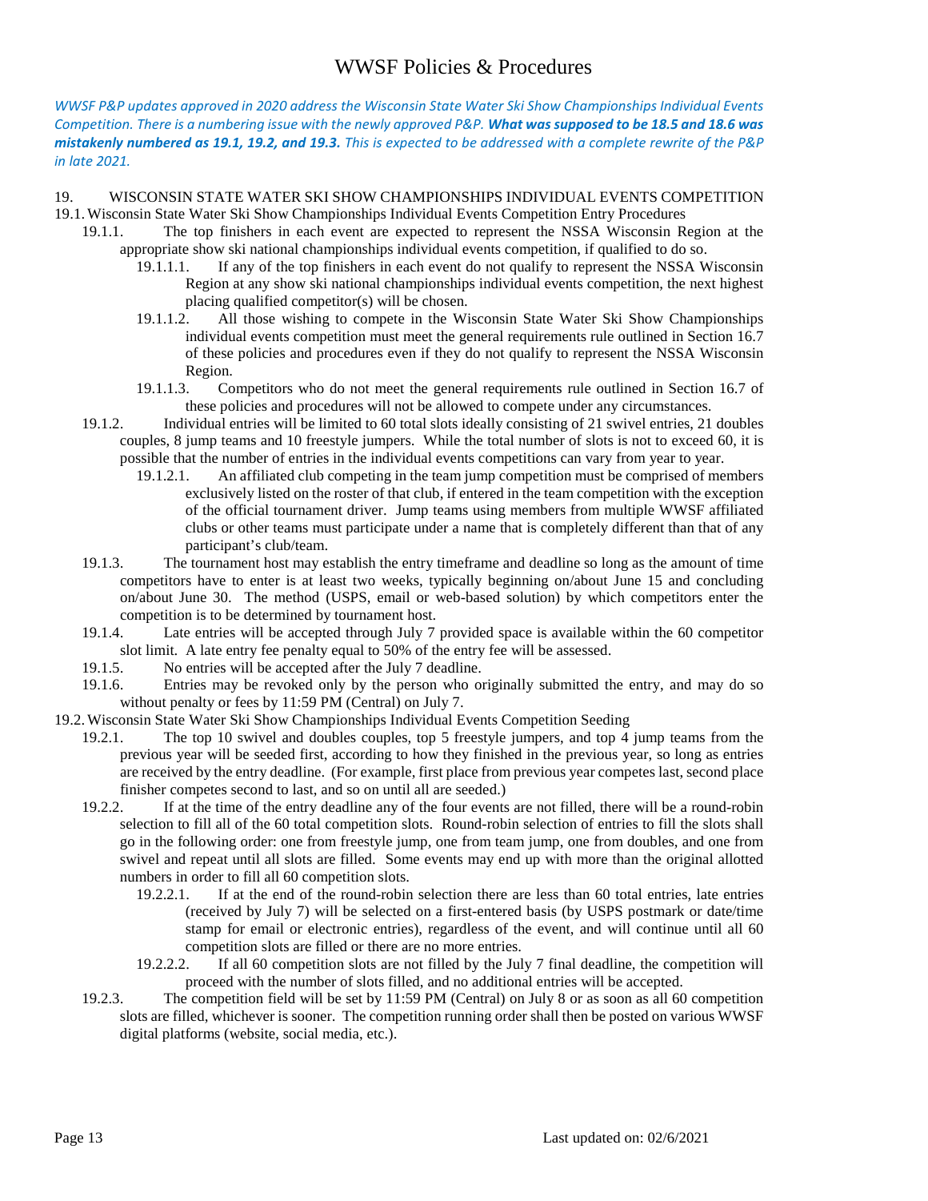*WWSF P&P updates approved in 2020 address the Wisconsin State Water Ski Show Championships Individual Events Competition. There is a numbering issue with the newly approved P&P.* ***What was supposed to be 18.5 and 18.6 was mistakenly numbered as 19.1, 19.2, and 19.3.*** *This is expected to be addressed with a complete rewrite of the P&P in late 2021.*

# 19. WISCONSIN STATE WATER SKI SHOW CHAMPIONSHIPS INDIVIDUAL EVENTS COMPETITION

## 19.1. Wisconsin State Water Ski Show Championships Individual Events Competition Entry Procedures

19.1.1. The top finishers in each event are expected to represent the NSSA Wisconsin Region at the appropriate show ski national championships individual events competition, if qualified to do so.

19.1.1.1. If any of the top finishers in each event do not qualify to represent the NSSA Wisconsin Region at any show ski national championships individual events competition, the next highest placing qualified competitor(s) will be chosen.

19.1.1.2. All those wishing to compete in the Wisconsin State Water Ski Show Championships individual events competition must meet the general requirements rule outlined in Section 16.7 of these policies and procedures even if they do not qualify to represent the NSSA Wisconsin Region.

19.1.1.3. Competitors who do not meet the general requirements rule outlined in Section 16.7 of these policies and procedures will not be allowed to compete under any circumstances.

19.1.2. Individual entries will be limited to 60 total slots ideally consisting of 21 swivel entries, 21 doubles couples, 8 jump teams and 10 freestyle jumpers. While the total number of slots is not to exceed 60, it is possible that the number of entries in the individual events competitions can vary from year to year.

19.1.2.1. An affiliated club competing in the team jump competition must be comprised of members exclusively listed on the roster of that club, if entered in the team competition with the exception of the official tournament driver. Jump teams using members from multiple WWSF affiliated clubs or other teams must participate under a name that is completely different than that of any participant's club/team.

19.1.3. The tournament host may establish the entry timeframe and deadline so long as the amount of time competitors have to enter is at least two weeks, typically beginning on/about June 15 and concluding on/about June 30. The method (USPS, email or web-based solution) by which competitors enter the competition is to be determined by tournament host.

19.1.4. Late entries will be accepted through July 7 provided space is available within the 60 competitor slot limit. A late entry fee penalty equal to 50% of the entry fee will be assessed.

19.1.5. No entries will be accepted after the July 7 deadline.

19.1.6. Entries may be revoked only by the person who originally submitted the entry, and may do so without penalty or fees by 11:59 PM (Central) on July 7.

## 19.2. Wisconsin State Water Ski Show Championships Individual Events Competition Seeding

19.2.1. The top 10 swivel and doubles couples, top 5 freestyle jumpers, and top 4 jump teams from the previous year will be seeded first, according to how they finished in the previous year, so long as entries are received by the entry deadline. (For example, first place from previous year competes last, second place finisher competes second to last, and so on until all are seeded.)

19.2.2. If at the time of the entry deadline any of the four events are not filled, there will be a round-robin selection to fill all of the 60 total competition slots. Round-robin selection of entries to fill the slots shall go in the following order: one from freestyle jump, one from team jump, one from doubles, and one from swivel and repeat until all slots are filled. Some events may end up with more than the original allotted numbers in order to fill all 60 competition slots.

19.2.2.1. If at the end of the round-robin selection there are less than 60 total entries, late entries (received by July 7) will be selected on a first-entered basis (by USPS postmark or date/time stamp for email or electronic entries), regardless of the event, and will continue until all 60 competition slots are filled or there are no more entries.

19.2.2.2. If all 60 competition slots are not filled by the July 7 final deadline, the competition will proceed with the number of slots filled, and no additional entries will be accepted.

19.2.3. The competition field will be set by 11:59 PM (Central) on July 8 or as soon as all 60 competition slots are filled, whichever is sooner. The competition running order shall then be posted on various WWSF digital platforms (website, social media, etc.).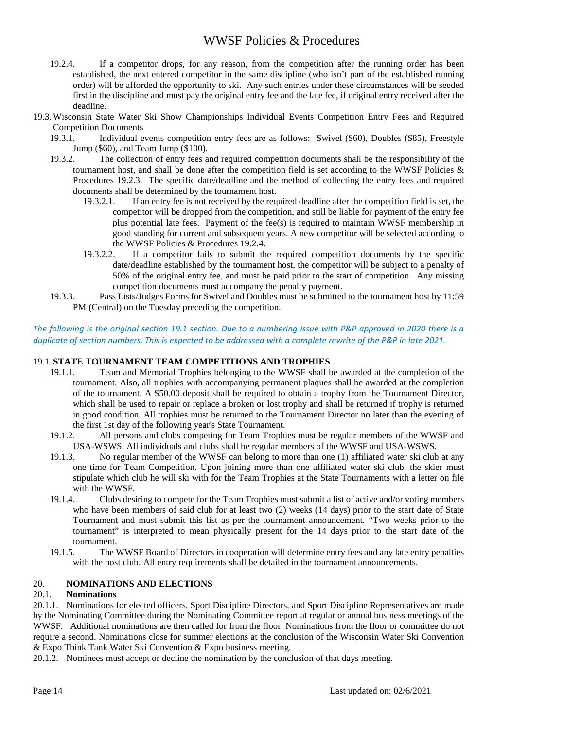19.2.4. If a competitor drops, for any reason, from the competition after the running order has been established, the next entered competitor in the same discipline (who isn't part of the established running order) will be afforded the opportunity to ski. Any such entries under these circumstances will be seeded first in the discipline and must pay the original entry fee and the late fee, if original entry received after the deadline.

19.3. Wisconsin State Water Ski Show Championships Individual Events Competition Entry Fees and Required Competition Documents

19.3.1. Individual events competition entry fees are as follows: Swivel ($60), Doubles ($85), Freestyle Jump ($60), and Team Jump ($100).

19.3.2. The collection of entry fees and required competition documents shall be the responsibility of the tournament host, and shall be done after the competition field is set according to the WWSF Policies & Procedures 19.2.3. The specific date/deadline and the method of collecting the entry fees and required documents shall be determined by the tournament host.

19.3.2.1. If an entry fee is not received by the required deadline after the competition field is set, the competitor will be dropped from the competition, and still be liable for payment of the entry fee plus potential late fees. Payment of the fee(s) is required to maintain WWSF membership in good standing for current and subsequent years. A new competitor will be selected according to the WWSF Policies & Procedures 19.2.4.

19.3.2.2. If a competitor fails to submit the required competition documents by the specific date/deadline established by the tournament host, the competitor will be subject to a penalty of 50% of the original entry fee, and must be paid prior to the start of competition. Any missing competition documents must accompany the penalty payment.

19.3.3. Pass Lists/Judges Forms for Swivel and Doubles must be submitted to the tournament host by 11:59 PM (Central) on the Tuesday preceding the competition.

*The following is the original section 19.1 section. Due to a numbering issue with P&P approved in 2020 there is a duplicate of section numbers. This is expected to be addressed with a complete rewrite of the P&P in late 2021.*

## 19.1. STATE TOURNAMENT TEAM COMPETITIONS AND TROPHIES

19.1.1. Team and Memorial Trophies belonging to the WWSF shall be awarded at the completion of the tournament. Also, all trophies with accompanying permanent plaques shall be awarded at the completion of the tournament. A $50.00 deposit shall be required to obtain a trophy from the Tournament Director, which shall be used to repair or replace a broken or lost trophy and shall be returned if trophy is returned in good condition. All trophies must be returned to the Tournament Director no later than the evening of the first 1st day of the following year's State Tournament.

19.1.2. All persons and clubs competing for Team Trophies must be regular members of the WWSF and USA-WSWS. All individuals and clubs shall be regular members of the WWSF and USA-WSWS.

19.1.3. No regular member of the WWSF can belong to more than one (1) affiliated water ski club at any one time for Team Competition. Upon joining more than one affiliated water ski club, the skier must stipulate which club he will ski with for the Team Trophies at the State Tournaments with a letter on file with the WWSF.

19.1.4. Clubs desiring to compete for the Team Trophies must submit a list of active and/or voting members who have been members of said club for at least two (2) weeks (14 days) prior to the start date of State Tournament and must submit this list as per the tournament announcement. "Two weeks prior to the tournament" is interpreted to mean physically present for the 14 days prior to the start date of the tournament.

19.1.5. The WWSF Board of Directors in cooperation will determine entry fees and any late entry penalties with the host club. All entry requirements shall be detailed in the tournament announcements.

## 20. NOMINATIONS AND ELECTIONS

### 20.1. Nominations

20.1.1. Nominations for elected officers, Sport Discipline Directors, and Sport Discipline Representatives are made by the Nominating Committee during the Nominating Committee report at regular or annual business meetings of the WWSF. Additional nominations are then called for from the floor. Nominations from the floor or committee do not require a second. Nominations close for summer elections at the conclusion of the Wisconsin Water Ski Convention & Expo Think Tank Water Ski Convention & Expo business meeting.

20.1.2. Nominees must accept or decline the nomination by the conclusion of that days meeting.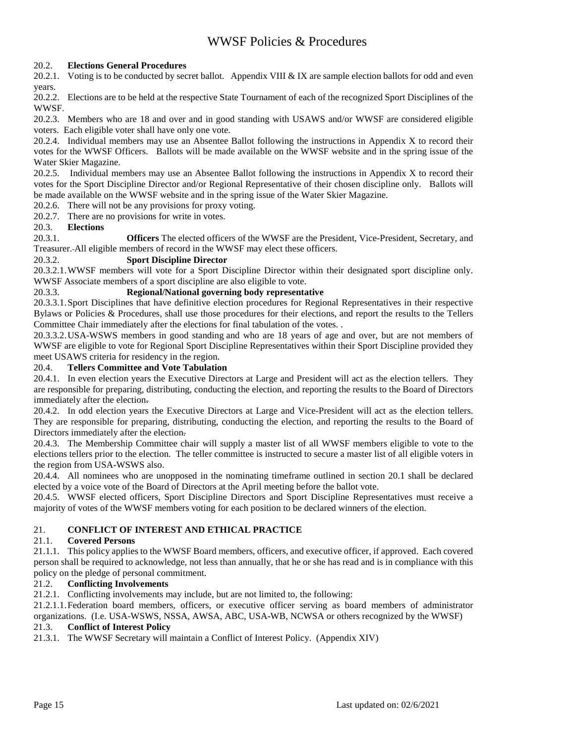### 20.2. Elections General Procedures

20.2.1. Voting is to be conducted by secret ballot. Appendix VIII & IX are sample election ballots for odd and even years.

20.2.2. Elections are to be held at the respective State Tournament of each of the recognized Sport Disciplines of the WWSF.

20.2.3. Members who are 18 and over and in good standing with USAWS and/or WWSF are considered eligible voters. Each eligible voter shall have only one vote.

20.2.4. Individual members may use an Absentee Ballot following the instructions in Appendix X to record their votes for the WWSF Officers. Ballots will be made available on the WWSF website and in the spring issue of the Water Skier Magazine.

20.2.5. Individual members may use an Absentee Ballot following the instructions in Appendix X to record their votes for the Sport Discipline Director and/or Regional Representative of their chosen discipline only. Ballots will be made available on the WWSF website and in the spring issue of the Water Skier Magazine.

20.2.6. There will not be any provisions for proxy voting.

20.2.7. There are no provisions for write in votes.

### 20.3. Elections

20.3.1. **Officers** The elected officers of the WWSF are the President, Vice-President, Secretary, and Treasurer. All eligible members of record in the WWSF may elect these officers.

20.3.2. **Sport Discipline Director**

20.3.2.1. WWSF members will vote for a Sport Discipline Director within their designated sport discipline only. WWSF Associate members of a sport discipline are also eligible to vote.

20.3.3. **Regional/National governing body representative**

20.3.3.1. Sport Disciplines that have definitive election procedures for Regional Representatives in their respective Bylaws or Policies & Procedures, shall use those procedures for their elections, and report the results to the Tellers Committee Chair immediately after the elections for final tabulation of the votes. .

20.3.3.2. USA-WSWS members in good standing and who are 18 years of age and over, but are not members of WWSF are eligible to vote for Regional Sport Discipline Representatives within their Sport Discipline provided they meet USAWS criteria for residency in the region.

### 20.4. Tellers Committee and Vote Tabulation

20.4.1. In even election years the Executive Directors at Large and President will act as the election tellers. They are responsible for preparing, distributing, conducting the election, and reporting the results to the Board of Directors immediately after the election.

20.4.2. In odd election years the Executive Directors at Large and Vice-President will act as the election tellers. They are responsible for preparing, distributing, conducting the election, and reporting the results to the Board of Directors immediately after the election.

20.4.3. The Membership Committee chair will supply a master list of all WWSF members eligible to vote to the elections tellers prior to the election. The teller committee is instructed to secure a master list of all eligible voters in the region from USA-WSWS also.

20.4.4. All nominees who are unopposed in the nominating timeframe outlined in section 20.1 shall be declared elected by a voice vote of the Board of Directors at the April meeting before the ballot vote.

20.4.5. WWSF elected officers, Sport Discipline Directors and Sport Discipline Representatives must receive a majority of votes of the WWSF members voting for each position to be declared winners of the election.

## 21. CONFLICT OF INTEREST AND ETHICAL PRACTICE

### 21.1. Covered Persons

21.1.1. This policy applies to the WWSF Board members, officers, and executive officer, if approved. Each covered person shall be required to acknowledge, not less than annually, that he or she has read and is in compliance with this policy on the pledge of personal commitment.

### 21.2. Conflicting Involvements

21.2.1. Conflicting involvements may include, but are not limited to, the following:

21.2.1.1. Federation board members, officers, or executive officer serving as board members of administrator organizations. (I.e. USA-WSWS, NSSA, AWSA, ABC, USA-WB, NCWSA or others recognized by the WWSF)

### 21.3. Conflict of Interest Policy

21.3.1. The WWSF Secretary will maintain a Conflict of Interest Policy. (Appendix XIV)